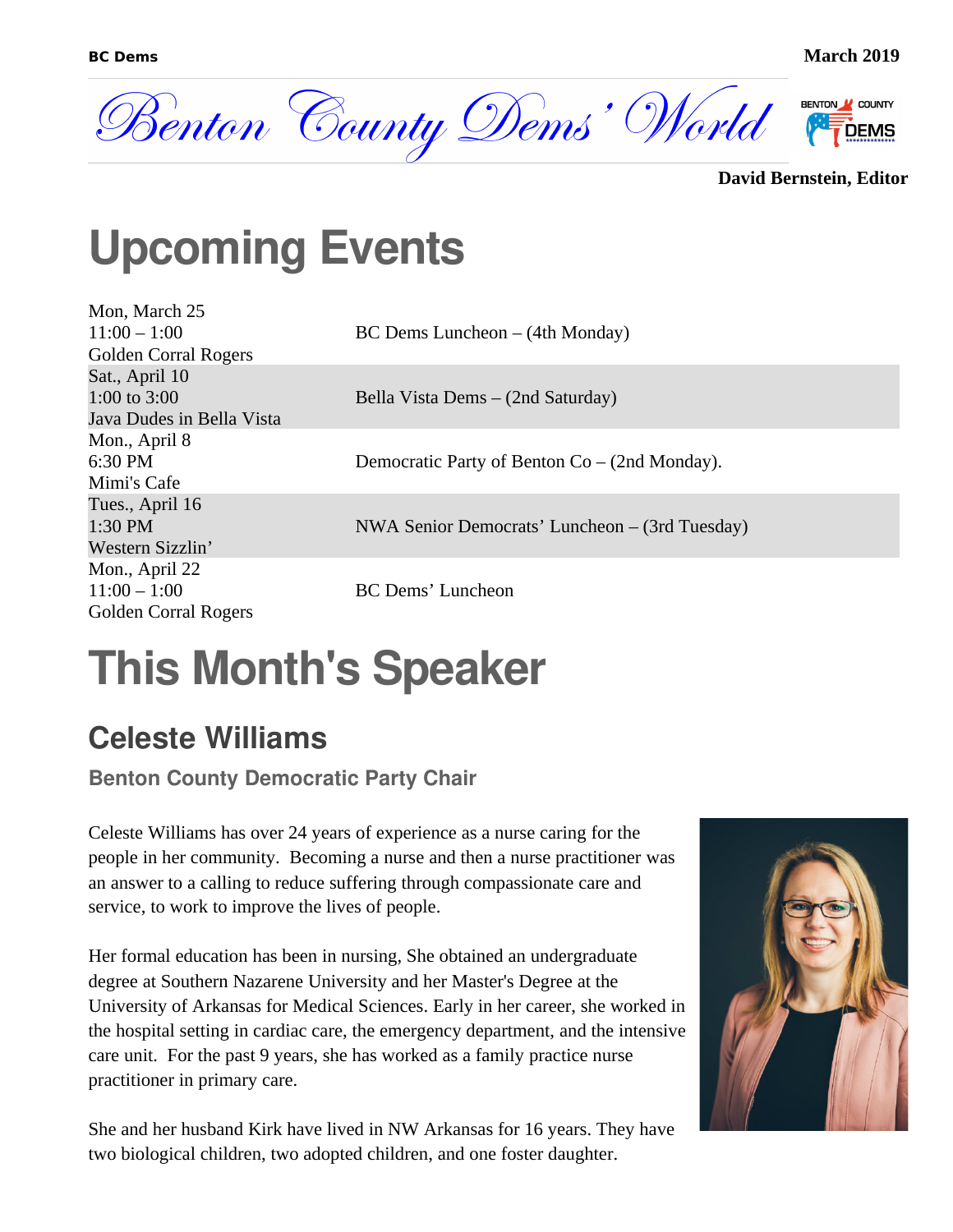BC Dems March 2019

# Benton County Dems' World

**David Bernstein, Editor**

# Upcoming Events

| | |
|---|---|
| Mon, March 25<br>11:00 – 1:00<br>Golden Corral Rogers | BC Dems Luncheon – (4th Monday) |
| Sat., April 10<br>1:00 to 3:00<br>Java Dudes in Bella Vista | Bella Vista Dems – (2nd Saturday) |
| Mon., April 8<br>6:30 PM<br>Mimi's Cafe | Democratic Party of Benton Co – (2nd Monday). |
| Tues., April 16<br>1:30 PM<br>Western Sizzlin' | NWA Senior Democrats' Luncheon – (3rd Tuesday) |
| Mon., April 22<br>11:00 – 1:00<br>Golden Corral Rogers | BC Dems' Luncheon |

# This Month's Speaker

## Celeste Williams

### Benton County Democratic Party Chair

Celeste Williams has over 24 years of experience as a nurse caring for the people in her community. Becoming a nurse and then a nurse practitioner was an answer to a calling to reduce suffering through compassionate care and service, to work to improve the lives of people.

Her formal education has been in nursing, She obtained an undergraduate degree at Southern Nazarene University and her Master's Degree at the University of Arkansas for Medical Sciences. Early in her career, she worked in the hospital setting in cardiac care, the emergency department, and the intensive care unit. For the past 9 years, she has worked as a family practice nurse practitioner in primary care.

She and her husband Kirk have lived in NW Arkansas for 16 years. They have two biological children, two adopted children, and one foster daughter.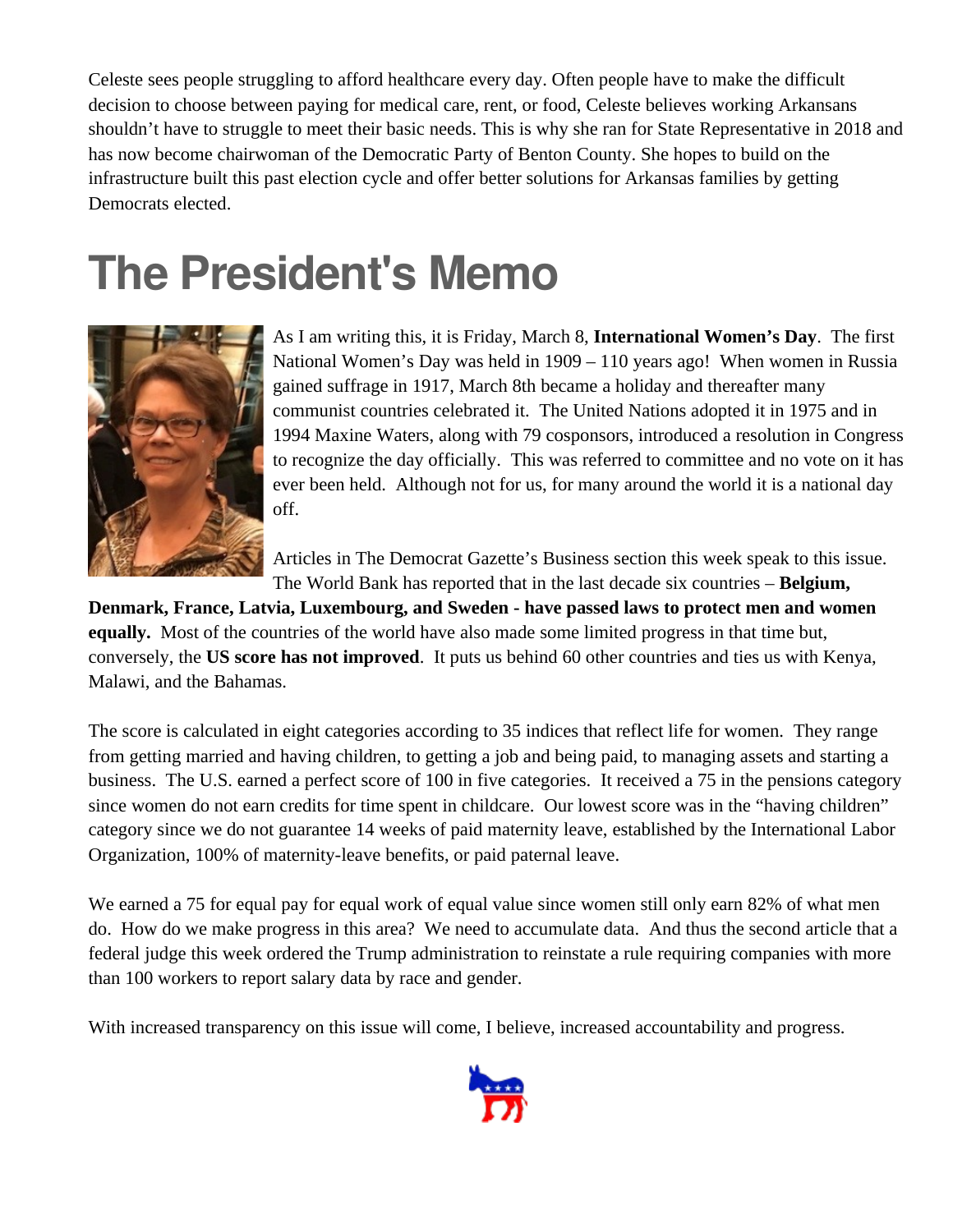Celeste sees people struggling to afford healthcare every day. Often people have to make the difficult decision to choose between paying for medical care, rent, or food, Celeste believes working Arkansans shouldn't have to struggle to meet their basic needs. This is why she ran for State Representative in 2018 and has now become chairwoman of the Democratic Party of Benton County. She hopes to build on the infrastructure built this past election cycle and offer better solutions for Arkansas families by getting Democrats elected.

# The President's Memo

As I am writing this, it is Friday, March 8, **International Women's Day**. The first National Women's Day was held in 1909 – 110 years ago! When women in Russia gained suffrage in 1917, March 8th became a holiday and thereafter many communist countries celebrated it. The United Nations adopted it in 1975 and in 1994 Maxine Waters, along with 79 cosponsors, introduced a resolution in Congress to recognize the day officially. This was referred to committee and no vote on it has ever been held. Although not for us, for many around the world it is a national day off.

Articles in The Democrat Gazette's Business section this week speak to this issue. The World Bank has reported that in the last decade six countries – **Belgium, Denmark, France, Latvia, Luxembourg, and Sweden - have passed laws to protect men and women equally.** Most of the countries of the world have also made some limited progress in that time but, conversely, the **US score has not improved**. It puts us behind 60 other countries and ties us with Kenya, Malawi, and the Bahamas.

The score is calculated in eight categories according to 35 indices that reflect life for women. They range from getting married and having children, to getting a job and being paid, to managing assets and starting a business. The U.S. earned a perfect score of 100 in five categories. It received a 75 in the pensions category since women do not earn credits for time spent in childcare. Our lowest score was in the "having children" category since we do not guarantee 14 weeks of paid maternity leave, established by the International Labor Organization, 100% of maternity-leave benefits, or paid paternal leave.

We earned a 75 for equal pay for equal work of equal value since women still only earn 82% of what men do. How do we make progress in this area? We need to accumulate data. And thus the second article that a federal judge this week ordered the Trump administration to reinstate a rule requiring companies with more than 100 workers to report salary data by race and gender.

With increased transparency on this issue will come, I believe, increased accountability and progress.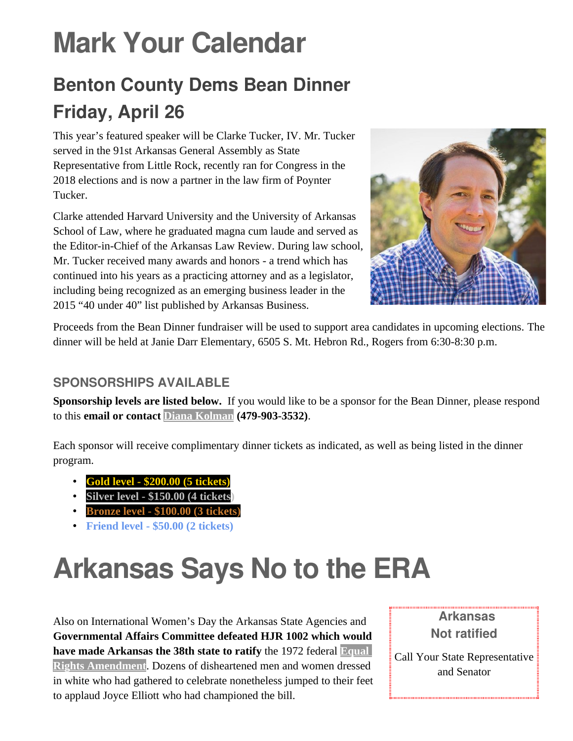# Mark Your Calendar

## Benton County Dems Bean Dinner

## Friday, April 26

This year's featured speaker will be Clarke Tucker, IV. Mr. Tucker served in the 91st Arkansas General Assembly as State Representative from Little Rock, recently ran for Congress in the 2018 elections and is now a partner in the law firm of Poynter Tucker.

Clarke attended Harvard University and the University of Arkansas School of Law, where he graduated magna cum laude and served as the Editor-in-Chief of the Arkansas Law Review. During law school, Mr. Tucker received many awards and honors - a trend which has continued into his years as a practicing attorney and as a legislator, including being recognized as an emerging business leader in the 2015 "40 under 40" list published by Arkansas Business.

Proceeds from the Bean Dinner fundraiser will be used to support area candidates in upcoming elections. The dinner will be held at Janie Darr Elementary, 6505 S. Mt. Hebron Rd., Rogers from 6:30-8:30 p.m.

### SPONSORSHIPS AVAILABLE

**Sponsorship levels are listed below.** If you would like to be a sponsor for the Bean Dinner, please respond to this **email or contact Diana Kolman (479-903-3532)**.

Each sponsor will receive complimentary dinner tickets as indicated, as well as being listed in the dinner program.

- **Gold level - $200.00 (5 tickets)**
- **Silver level - $150.00 (4 tickets)**
- **Bronze level - $100.00 (3 tickets)**
- **Friend level - $50.00 (2 tickets)**

# Arkansas Says No to the ERA

Also on International Women's Day the Arkansas State Agencies and **Governmental Affairs Committee defeated HJR 1002 which would have made Arkansas the 38th state to ratify** the 1972 federal Equal Rights Amendment. Dozens of disheartened men and women dressed in white who had gathered to celebrate nonetheless jumped to their feet to applaud Joyce Elliott who had championed the bill.

**Arkansas**
**Not ratified**

Call Your State Representative and Senator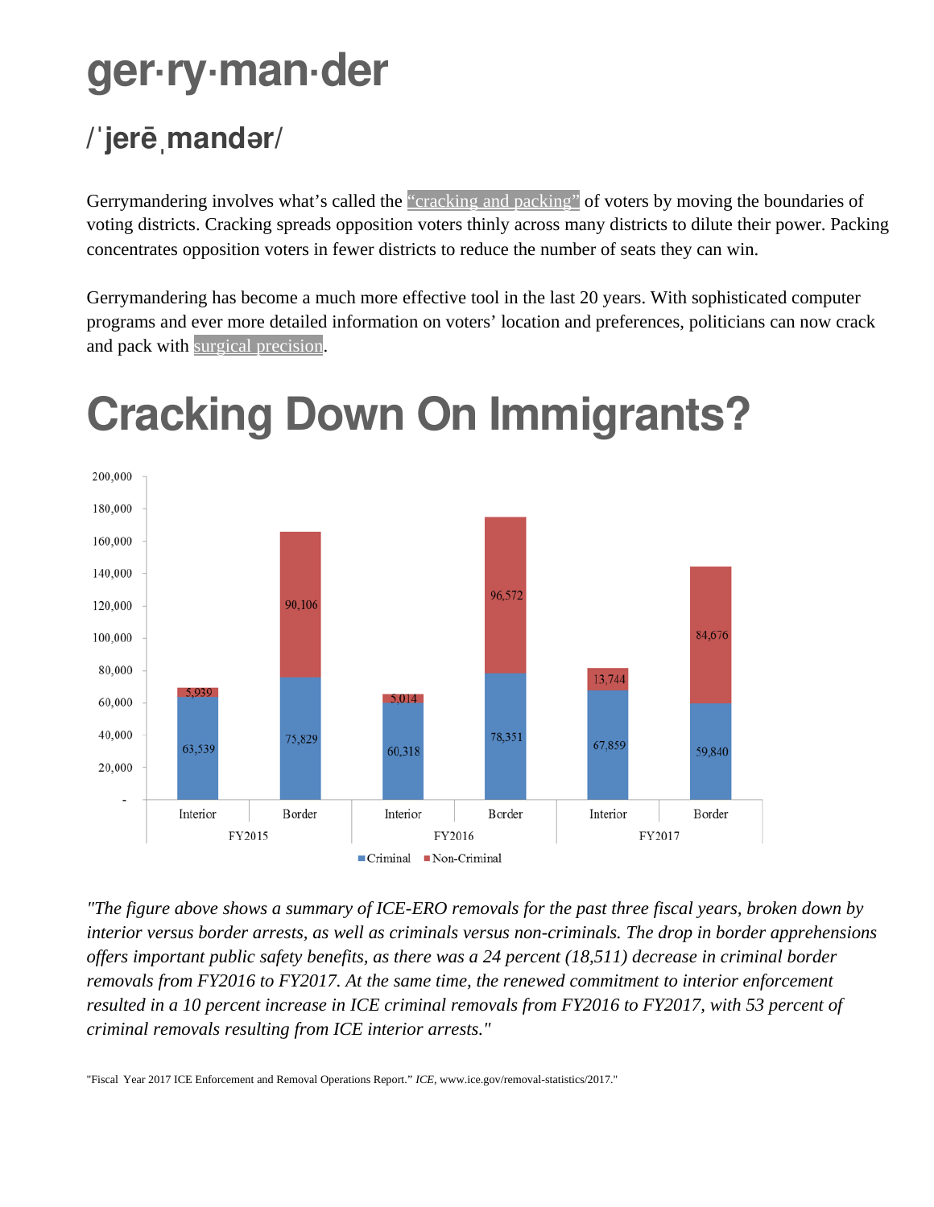# ger·ry·man·der

## /ˈjerēˌmandər/

Gerrymandering involves what's called the "cracking and packing" of voters by moving the boundaries of voting districts. Cracking spreads opposition voters thinly across many districts to dilute their power. Packing concentrates opposition voters in fewer districts to reduce the number of seats they can win.

Gerrymandering has become a much more effective tool in the last 20 years. With sophisticated computer programs and ever more detailed information on voters' location and preferences, politicians can now crack and pack with surgical precision.

# Cracking Down On Immigrants?

| | FY2015 | | FY2016 | | FY2017 | |
|---|---|---|---|---|---|---|
| | Interior | Border | Interior | Border | Interior | Border |
| Criminal | 63,539 | 75,829 | 60,318 | 78,351 | 67,859 | 59,840 |
| Non-Criminal | 5,939 | 90,106 | 5,014 | 96,572 | 13,744 | 84,676 |

*"The figure above shows a summary of ICE-ERO removals for the past three fiscal years, broken down by interior versus border arrests, as well as criminals versus non-criminals. The drop in border apprehensions offers important public safety benefits, as there was a 24 percent (18,511) decrease in criminal border removals from FY2016 to FY2017. At the same time, the renewed commitment to interior enforcement resulted in a 10 percent increase in ICE criminal removals from FY2016 to FY2017, with 53 percent of criminal removals resulting from ICE interior arrests."*

"Fiscal Year 2017 ICE Enforcement and Removal Operations Report." *ICE*, www.ice.gov/removal-statistics/2017."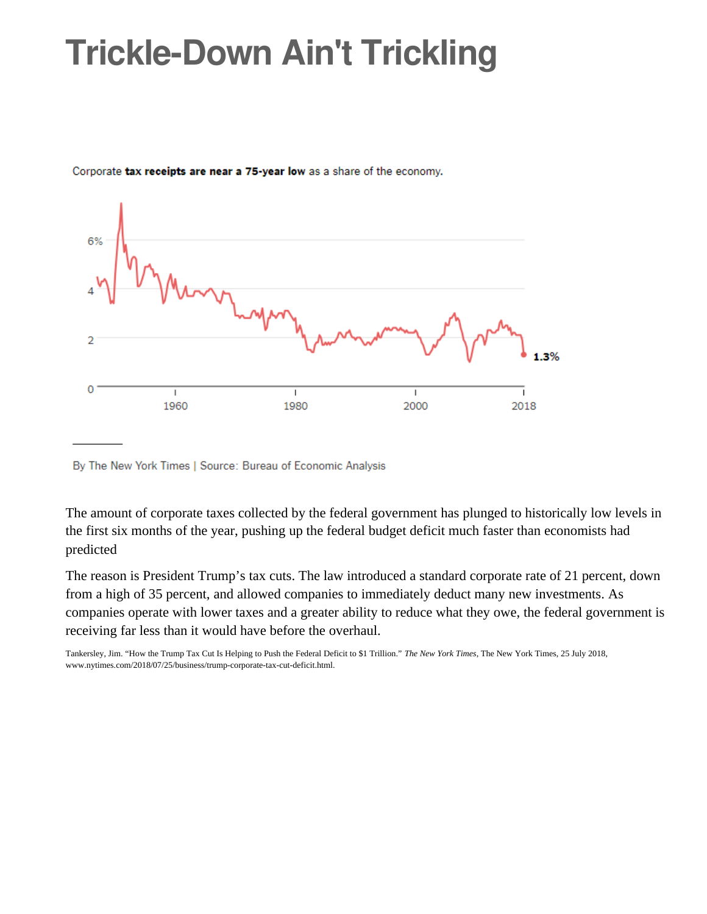# Trickle-Down Ain't Trickling

Corporate **tax receipts are near a 75-year low** as a share of the economy.

By The New York Times | Source: Bureau of Economic Analysis

The amount of corporate taxes collected by the federal government has plunged to historically low levels in the first six months of the year, pushing up the federal budget deficit much faster than economists had predicted

The reason is President Trump's tax cuts. The law introduced a standard corporate rate of 21 percent, down from a high of 35 percent, and allowed companies to immediately deduct many new investments. As companies operate with lower taxes and a greater ability to reduce what they owe, the federal government is receiving far less than it would have before the overhaul.

Tankersley, Jim. "How the Trump Tax Cut Is Helping to Push the Federal Deficit to $1 Trillion." *The New York Times*, The New York Times, 25 July 2018, www.nytimes.com/2018/07/25/business/trump-corporate-tax-cut-deficit.html.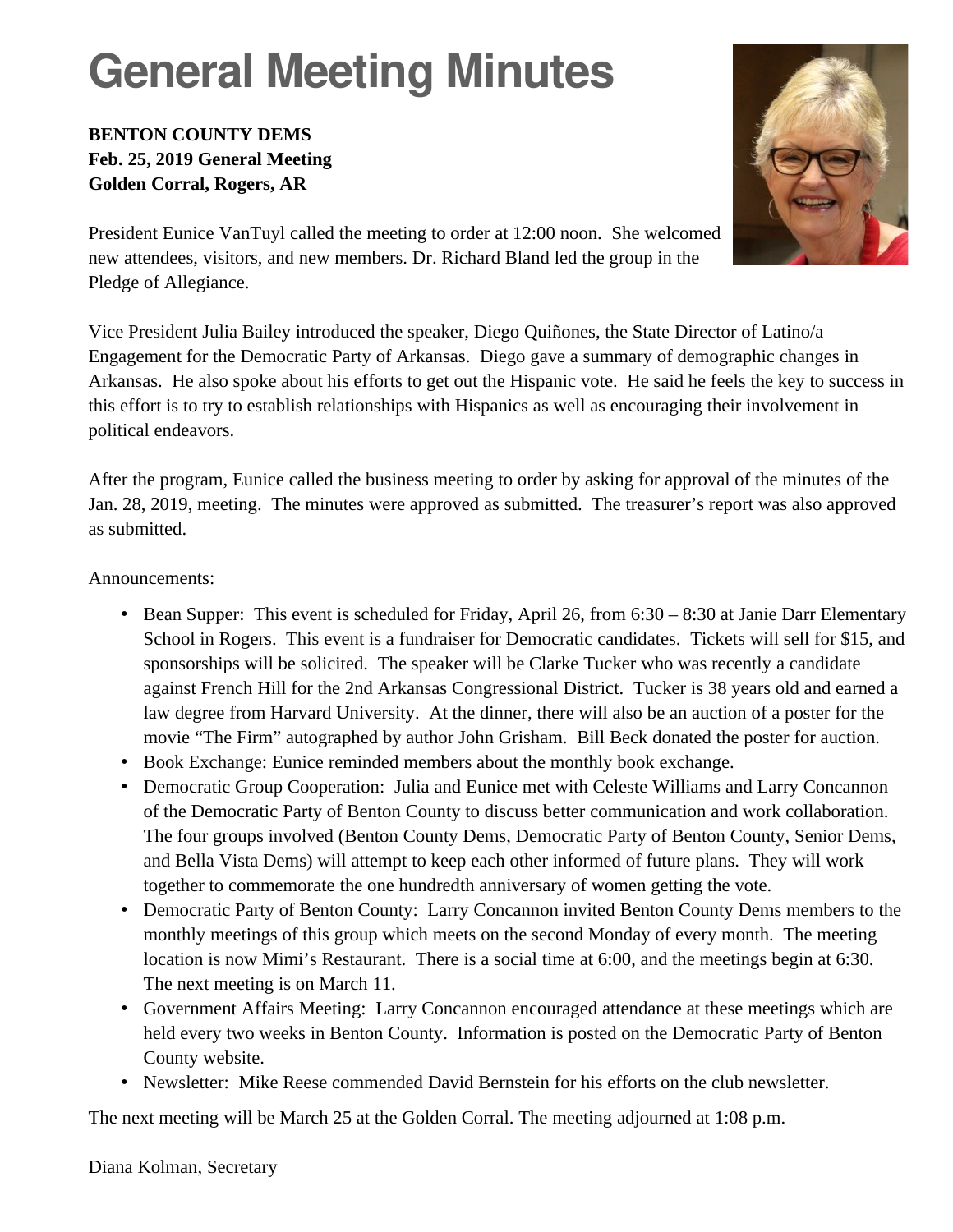# General Meeting Minutes

**BENTON COUNTY DEMS**
**Feb. 25, 2019 General Meeting**
**Golden Corral, Rogers, AR**

President Eunice VanTuyl called the meeting to order at 12:00 noon. She welcomed new attendees, visitors, and new members. Dr. Richard Bland led the group in the Pledge of Allegiance.

Vice President Julia Bailey introduced the speaker, Diego Quiñones, the State Director of Latino/a Engagement for the Democratic Party of Arkansas. Diego gave a summary of demographic changes in Arkansas. He also spoke about his efforts to get out the Hispanic vote. He said he feels the key to success in this effort is to try to establish relationships with Hispanics as well as encouraging their involvement in political endeavors.

After the program, Eunice called the business meeting to order by asking for approval of the minutes of the Jan. 28, 2019, meeting. The minutes were approved as submitted. The treasurer's report was also approved as submitted.

Announcements:

- Bean Supper: This event is scheduled for Friday, April 26, from 6:30 – 8:30 at Janie Darr Elementary School in Rogers. This event is a fundraiser for Democratic candidates. Tickets will sell for $15, and sponsorships will be solicited. The speaker will be Clarke Tucker who was recently a candidate against French Hill for the 2nd Arkansas Congressional District. Tucker is 38 years old and earned a law degree from Harvard University. At the dinner, there will also be an auction of a poster for the movie "The Firm" autographed by author John Grisham. Bill Beck donated the poster for auction.
- Book Exchange: Eunice reminded members about the monthly book exchange.
- Democratic Group Cooperation: Julia and Eunice met with Celeste Williams and Larry Concannon of the Democratic Party of Benton County to discuss better communication and work collaboration. The four groups involved (Benton County Dems, Democratic Party of Benton County, Senior Dems, and Bella Vista Dems) will attempt to keep each other informed of future plans. They will work together to commemorate the one hundredth anniversary of women getting the vote.
- Democratic Party of Benton County: Larry Concannon invited Benton County Dems members to the monthly meetings of this group which meets on the second Monday of every month. The meeting location is now Mimi's Restaurant. There is a social time at 6:00, and the meetings begin at 6:30. The next meeting is on March 11.
- Government Affairs Meeting: Larry Concannon encouraged attendance at these meetings which are held every two weeks in Benton County. Information is posted on the Democratic Party of Benton County website.
- Newsletter: Mike Reese commended David Bernstein for his efforts on the club newsletter.

The next meeting will be March 25 at the Golden Corral. The meeting adjourned at 1:08 p.m.

Diana Kolman, Secretary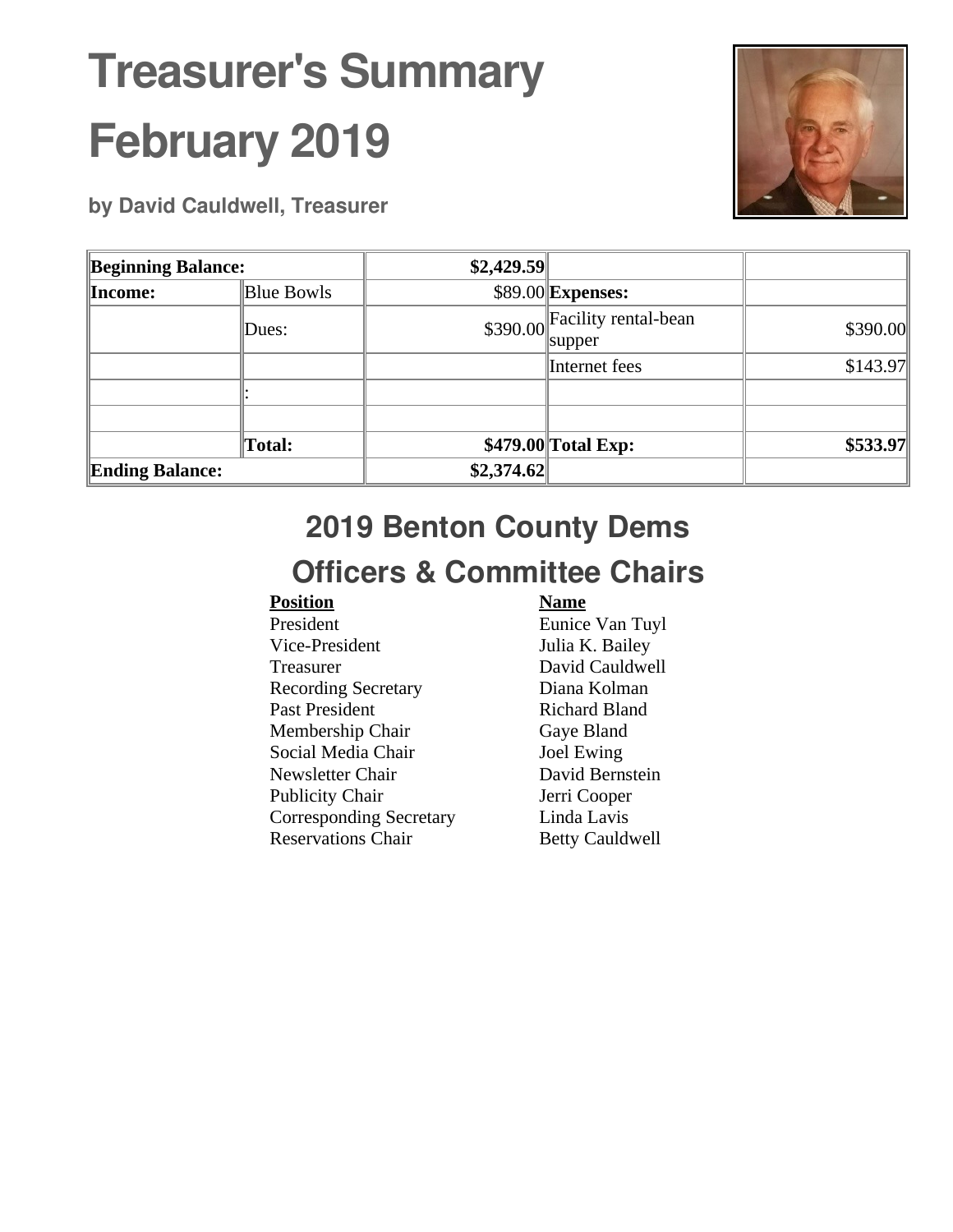# Treasurer's Summary February 2019

**by David Cauldwell, Treasurer**

| | | | | |
|---|---|---|---|---|
| **Beginning Balance:** | | **$2,429.59** | | |
| **Income:** | Blue Bowls | $89.00 | **Expenses:** | |
| | Dues: | $390.00 | Facility rental-bean supper | $390.00 |
| | | | Internet fees | $143.97 |
| | : | | | |
| | | | | |
| | **Total:** | **$479.00** | **Total Exp:** | **$533.97** |
| **Ending Balance:** | | **$2,374.62** | | |

## 2019 Benton County Dems Officers & Committee Chairs

| **Position** | **Name** |
|---|---|
| President | Eunice Van Tuyl |
| Vice-President | Julia K. Bailey |
| Treasurer | David Cauldwell |
| Recording Secretary | Diana Kolman |
| Past President | Richard Bland |
| Membership Chair | Gaye Bland |
| Social Media Chair | Joel Ewing |
| Newsletter Chair | David Bernstein |
| Publicity Chair | Jerri Cooper |
| Corresponding Secretary | Linda Lavis |
| Reservations Chair | Betty Cauldwell |